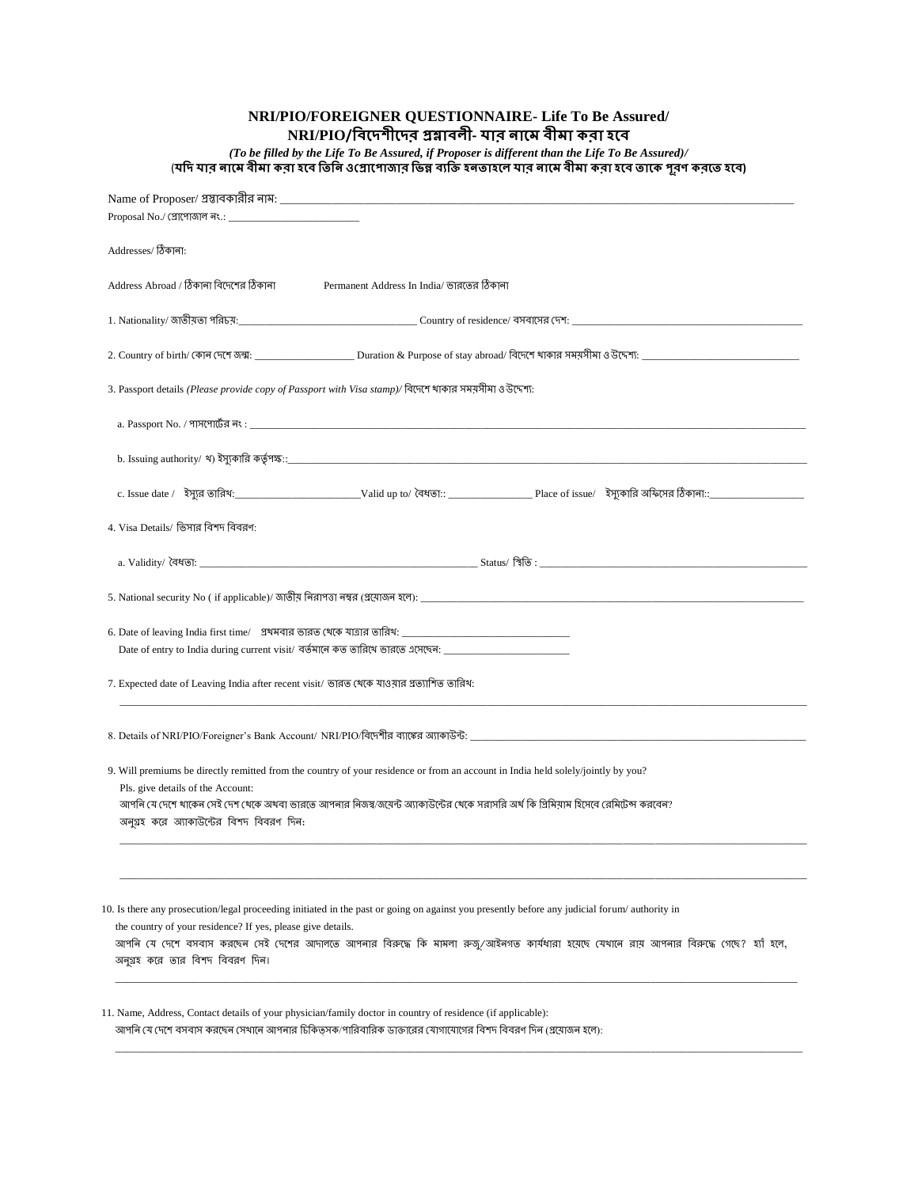## NRI/PIO/FOREIGNER QUESTIONNAIRE- Life To Be Assured/ NRI/PIO/বিদেশীদের প্রশ্নাবলী- যার নামে বীমা করা হবে

*(To be filled by the Life To Be Assured, if Proposer is different than the Life To Be Assured)/*
**(যদি যার নামে বীমা করা হবে তিনি ওপ্রোপোজার ভিন্ন ব্যক্তি হনতাহলে যার নামে বীমা করা হবে তাকে পূরণ করতে হবে)**

Name of Proposer/ প্রস্তাবকারীর নাম: ______________________________

Proposal No./ প্রোপোজাল নং.: ______________________________

Addresses/ ঠিকানা:

Address Abroad / ঠিকানা বিদেশের ঠিকানা     Permanent Address In India/ ভারতের ঠিকানা

1. Nationality/ জাতীয়তা পরিচয়: ______________________________ Country of residence/ বসবাসের দেশ: ______________________________

2. Country of birth/ কোন দেশে জন্ম: ______________________________ Duration & Purpose of stay abroad/ বিদেশে থাকার সময়সীমা ও উদ্দেশ্য: ______________________________

3. Passport details *(Please provide copy of Passport with Visa stamp)*/ বিদেশে থাকার সময়সীমা ও উদ্দেশ্য:

   a. Passport No. / পাসপোর্টের নং : ______________________________

   b. Issuing authority/ খ) ইস্যুকারি কর্তৃপক্ষ:: ______________________________

   c. Issue date / ইস্যুর তারিখ: ______________________________ Valid up to/ বৈধতা:: ______________________________ Place of issue/ ইস্যুকারি অফিসের ঠিকানা:: ______________________________

4. Visa Details/ ভিসার বিশদ বিবরণ:

   a. Validity/ বৈধতা: ______________________________ Status/ স্থিতি : ______________________________

5. National security No ( if applicable)/ জাতীয় নিরাপত্তা নম্বর (প্রয়োজন হলে): ______________________________

6. Date of leaving India first time/ প্রথমবার ভারত থেকে যাত্রার তারিখ: ______________________________
   Date of entry to India during current visit/ বর্তমানে কত তারিখে ভারতে এসেছেন: ______________________________

7. Expected date of Leaving India after recent visit/ ভারত থেকে যাওয়ার প্রত্যাশিত তারিখ:
   ______________________________

8. Details of NRI/PIO/Foreigner's Bank Account/ NRI/PIO/বিদেশীর ব্যাঙ্কের অ্যাকাউন্ট: ______________________________

9. Will premiums be directly remitted from the country of your residence or from an account in India held solely/jointly by you?
   Pls. give details of the Account:
   আপনি যে দেশে থাকেন সেই দেশ থেকে অথবা ভারতে আপনার নিজস্ব/জয়েন্ট অ্যাকাউন্টের থেকে সরাসরি অর্থ কি প্রিমিয়াম হিসেবে রেমিটেন্স করবেন?
   অনুগ্রহ করে অ্যাকাউন্টের বিশদ বিবরণ দিন:
   ______________________________
   ______________________________

10. Is there any prosecution/legal proceeding initiated in the past or going on against you presently before any judicial forum/ authority in the country of your residence? If yes, please give details.
    আপনি যে দেশে বসবাস করছেন সেই দেশের আদালতে আপনার বিরুদ্ধে কি মামলা রুজু/আইনগত কার্যধারা হয়েছে যেখানে রায় আপনার বিরুদ্ধে গেছে? হ্যাঁ হলে, অনুগ্রহ করে তার বিশদ বিবরণ দিন।
    ______________________________

11. Name, Address, Contact details of your physician/family doctor in country of residence (if applicable):
    আপনি যে দেশে বসবাস করছেন সেখানে আপনার চিকিত্সক/পারিবারিক ডাক্তারের যোগাযোগের বিশদ বিবরণ দিন (প্রয়োজন হলে):
    ______________________________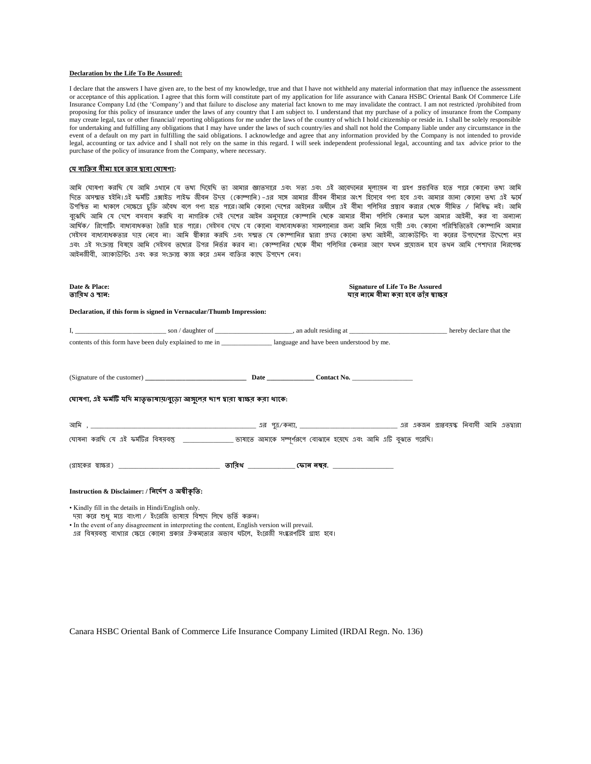**Declaration by the Life To Be Assured:**

I declare that the answers I have given are, to the best of my knowledge, true and that I have not withheld any material information that may influence the assessment or acceptance of this application. I agree that this form will constitute part of my application for life assurance with Canara HSBC Oriental Bank Of Commerce Life Insurance Company Ltd (the 'Company') and that failure to disclose any material fact known to me may invalidate the contract. I am not restricted /prohibited from proposing for this policy of insurance under the laws of any country that I am subject to. I understand that my purchase of a policy of insurance from the Company may create legal, tax or other financial/ reporting obligations for me under the laws of the country of which I hold citizenship or reside in. I shall be solely responsible for undertaking and fulfilling any obligations that I may have under the laws of such country/ies and shall not hold the Company liable under any circumstance in the event of a default on my part in fulfilling the said obligations. I acknowledge and agree that any information provided by the Company is not intended to provide legal, accounting or tax advice and I shall not rely on the same in this regard. I will seek independent professional legal, accounting and tax advice prior to the purchase of the policy of insurance from the Company, where necessary.

**যে ব্যক্তির বীমা হবে তার দ্বারা ঘোষণা:**

আমি ঘোষণা করছি যে আমি এখানে যে তথ্য দিয়েছি তা আমার জ্ঞাতসারে এবং সত্য এবং এই আবেদনের মূল্যায়ন বা গ্রহণ প্রভাবিত হতে পারে কোনো তথ্য আমি দিতে অসম্মত হইনি।এই ফর্মটি এক্সাইড লাইফ জীবন উদয় (কোম্পানি)-এর সঙ্গে আমার জীবন বীমার অংশ হিসেবে গণ্য হবে এবং আমার জানা কোনো তথ্য এই ফর্মে উপস্থিত না থাকলে সেক্ষেত্রে চুক্তি অবৈধ বলে গণ্য হতে পারে।আমি কোনো দেশের আইনের অধীনে এই বীমা পলিসির প্রস্তাব করার থেকে সীমিত / নিষিদ্ধ নই। আমি বুঝেছি আমি যে দেশে বসবাস করছি বা নাগরিক সেই দেশের আইন অনুসারে কোম্পানি থেকে আমার বীমা পলিসি কেনার ফলে আমার আইনী, কর বা অন্যান্য আর্থিক/ রিপোর্টিং বাধ্যবাধকতা তৈরি হতে পারে। সেইসব দেখে যে কোনো বাধ্যবাধকতা সামলানোর জন্য আমি নিজে দায়ী এবং কোনো পরিস্থিতিতেই কোম্পানি আমার সেইসব বাধ্যবাধকতার দায় নেবে না। আমি স্বীকার করছি এবং সম্মত যে কোম্পানির দ্বারা প্রদত্ত কোনো তথ্য আইনী, অ্যাকাউন্টিং বা করের উপদেশের উদ্দেশ্যে নয় এবং এই সংক্রান্ত বিষয়ে আমি সেইসব তথ্যের উপর নির্ভর করব না। কোম্পানির থেকে বীমা পলিসির কেনার আগে যখন প্রয়োজন হবে তখন আমি পেশাদার নিরপেক্ষ আইনজীবী, অ্যাকাউন্টিং এবং কর সংক্রান্ত কাজ করে এমন ব্যক্তির কাছে উপদেশ নেব।

**Date & Place:**
**তারিখ ও স্থান:**

**Signature of Life To Be Assured**
**যার নামে বীমা করা হবে তাঁর স্বাক্ষর**

**Declaration, if this form is signed in Vernacular/Thumb Impression:**

I, ___________________________ son / daughter of _______________________, an adult residing at _____________________________ hereby declare that the contents of this form have been duly explained to me in _______________ language and have been understood by me.

(Signature of the customer) ______________________________ **Date** ______________ **Contact No.** __________________

**ঘোষণা, এই ফর্মটি যদি মাতৃভাষায়/বুড়ো আঙুলের ছাপ দ্বারা স্বাক্ষর করা থাকে:**

আমি , __________________________________________________ এর পুত্র/কন্যা, _____________________________ এর একজন প্রাপ্তবয়স্ক নিবাসী আমি এতদ্বারা ঘোষনা করছি যে এই ফর্মটির বিষয়বস্তু _______________ ভাষাতে আমাকে সম্পূর্ণরূপে বোঝানো হয়েছে এবং আমি এটি বুঝতে পেরেছি।

(গ্রাহকের স্বাক্ষর) ______________________________ **তারিখ** ______________ **ফোন নম্বর.** __________________

**Instruction & Disclaimer: / নির্দেশ ও অস্বীকৃতি:**

- Kindly fill in the details in Hindi/English only.
  দয়া করে শুধু মাত্র বাংলা / ইংরেজি ভাষায় বিশদে লিখে ভর্তি করুন।
- In the event of any disagreement in interpreting the content, English version will prevail.
  এর বিষয়বস্তু ব্যাখ্যার ক্ষেত্রে কোনো প্রকার ঐকমত্যের অভাব ঘটলে, ইংরেজী সংস্করণটিই গ্রাহ্য হবে।

Canara HSBC Oriental Bank of Commerce Life Insurance Company Limited (IRDAI Regn. No. 136)